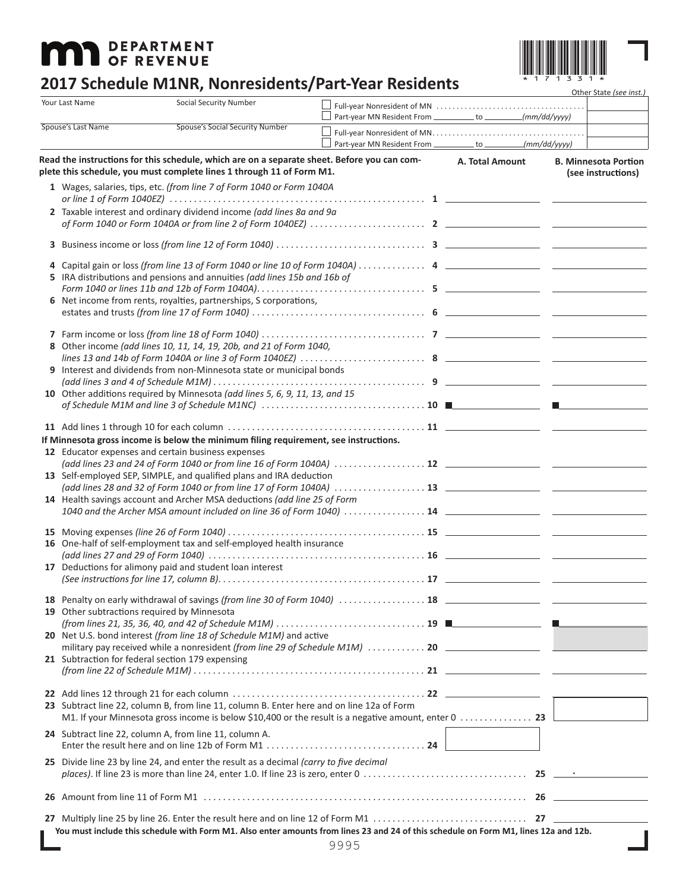# DEPARTMENT OF REVENUE

## 2017 Schedule M1NR, Nonresidents/Part-Year Residents

| Your Last Name | Social Security Number | | Other State *(see inst.)* |
|---|---|---|---|
| | | ☐ Full-year Nonresident of MN | |
| | | ☐ Part-year MN Resident From _______ to _______ *(mm/dd/yyyy)* | |
| **Spouse's Last Name** | **Spouse's Social Security Number** | | |
| | | ☐ Full-year Nonresident of MN | |
| | | ☐ Part-year MN Resident From _______ to _______ *(mm/dd/yyyy)* | |

**Read the instructions for this schedule, which are on a separate sheet. Before you can complete this schedule, you must complete lines 1 through 11 of Form M1.**

| | | A. Total Amount | B. Minnesota Portion (see instructions) |
|---|---|---|---|
| 1 | Wages, salaries, tips, etc. *(from line 7 of Form 1040 or Form 1040A or line 1 of Form 1040EZ)* | | |
| 2 | Taxable interest and ordinary dividend income *(add lines 8a and 9a of Form 1040 or Form 1040A or from line 2 of Form 1040EZ)* | | |
| 3 | Business income or loss *(from line 12 of Form 1040)* | | |
| 4 | Capital gain or loss *(from line 13 of Form 1040 or line 10 of Form 1040A)* | | |
| 5 | IRA distributions and pensions and annuities *(add lines 15b and 16b of Form 1040 or lines 11b and 12b of Form 1040A)* | | |
| 6 | Net income from rents, royalties, partnerships, S corporations, estates and trusts *(from line 17 of Form 1040)* | | |
| 7 | Farm income or loss *(from line 18 of Form 1040)* | | |
| 8 | Other income *(add lines 10, 11, 14, 19, 20b, and 21 of Form 1040, lines 13 and 14b of Form 1040A or line 3 of Form 1040EZ)* | | |
| 9 | Interest and dividends from non-Minnesota state or municipal bonds *(add lines 3 and 4 of Schedule M1M)* | | |
| 10 | Other additions required by Minnesota *(add lines 5, 6, 9, 11, 13, and 15 of Schedule M1M and line 3 of Schedule M1NC)* | | |
| 11 | Add lines 1 through 10 for each column | | |

**If Minnesota gross income is below the minimum filing requirement, see instructions.**

| | | A. Total Amount | B. Minnesota Portion |
|---|---|---|---|
| 12 | Educator expenses and certain business expenses *(add lines 23 and 24 of Form 1040 or from line 16 of Form 1040A)* | | |
| 13 | Self-employed SEP, SIMPLE, and qualified plans and IRA deduction *(add lines 28 and 32 of Form 1040 or from line 17 of Form 1040A)* | | |
| 14 | Health savings account and Archer MSA deductions *(add line 25 of Form 1040 and the Archer MSA amount included on line 36 of Form 1040)* | | |
| 15 | Moving expenses *(line 26 of Form 1040)* | | |
| 16 | One-half of self-employment tax and self-employed health insurance *(add lines 27 and 29 of Form 1040)* | | |
| 17 | Deductions for alimony paid and student loan interest *(See instructions for line 17, column B)* | | |
| 18 | Penalty on early withdrawal of savings *(from line 30 of Form 1040)* | | |
| 19 | Other subtractions required by Minnesota *(from lines 21, 35, 36, 40, and 42 of Schedule M1M)* | | |
| 20 | Net U.S. bond interest *(from line 18 of Schedule M1M)* and active military pay received while a nonresident *(from line 29 of Schedule M1M)* | | |
| 21 | Subtraction for federal section 179 expensing *(from line 22 of Schedule M1M)* | | |
| 22 | Add lines 12 through 21 for each column | | |

**23** Subtract line 22, column B, from line 11, column B. Enter here and on line 12a of Form M1. If your Minnesota gross income is below $10,400 or the result is a negative amount, enter 0 .......... 23 ______

**24** Subtract line 22, column A, from line 11, column A. Enter the result here and on line 12b of Form M1 .......... 24 ______

**25** Divide line 23 by line 24, and enter the result as a decimal *(carry to five decimal places)*. If line 23 is more than line 24, enter 1.0. If line 23 is zero, enter 0 .......... 25 ___.______

**26** Amount from line 11 of Form M1 .......... 26 ______

**27** Multiply line 25 by line 26. Enter the result here and on line 12 of Form M1 .......... 27 ______

**You must include this schedule with Form M1. Also enter amounts from lines 23 and 24 of this schedule on Form M1, lines 12a and 12b.**

9995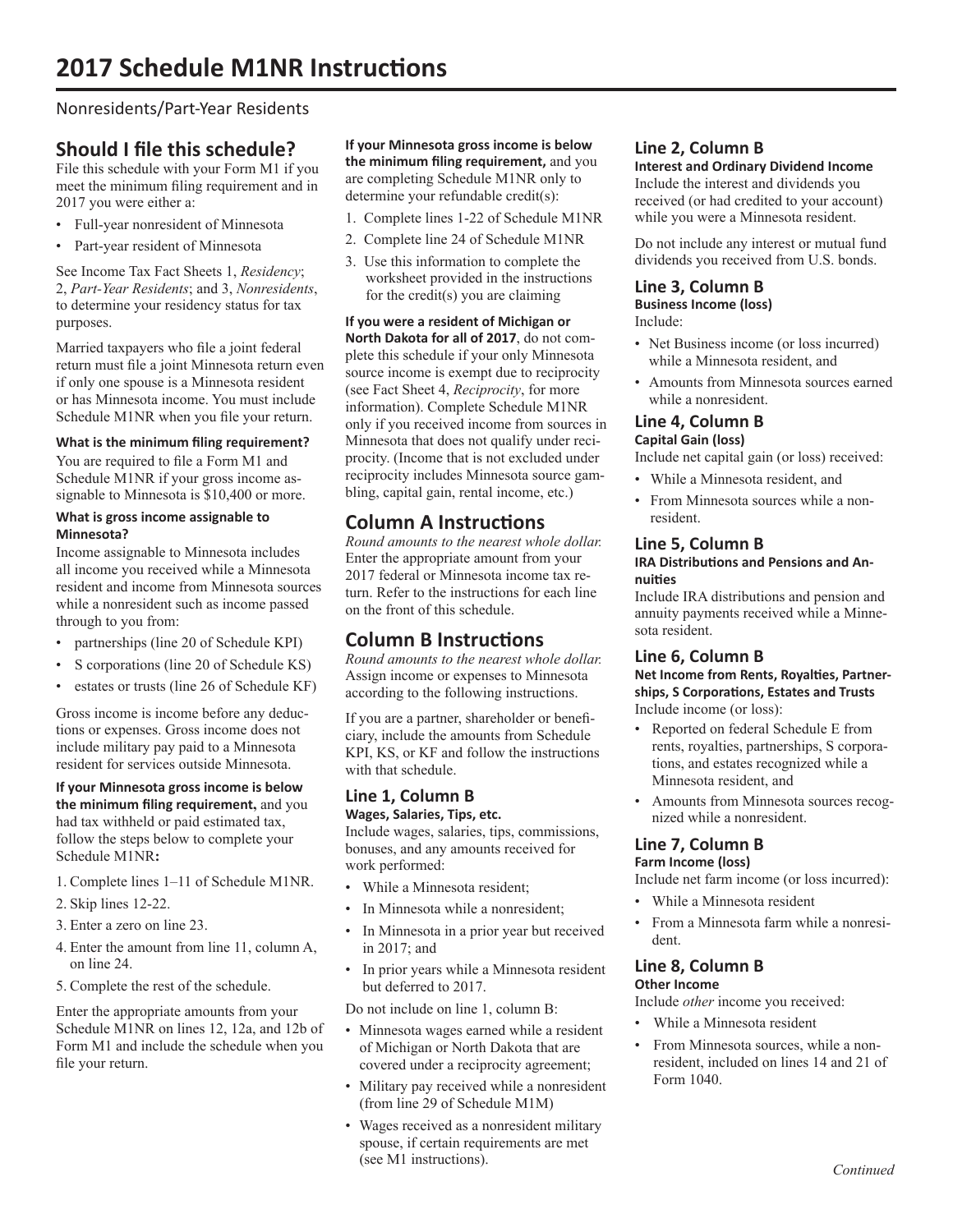# 2017 Schedule M1NR Instructions

Nonresidents/Part-Year Residents

## Should I file this schedule?

File this schedule with your Form M1 if you meet the minimum filing requirement and in 2017 you were either a:

- Full-year nonresident of Minnesota
- Part-year resident of Minnesota

See Income Tax Fact Sheets 1, *Residency*; 2, *Part-Year Residents*; and 3, *Nonresidents*, to determine your residency status for tax purposes.

Married taxpayers who file a joint federal return must file a joint Minnesota return even if only one spouse is a Minnesota resident or has Minnesota income. You must include Schedule M1NR when you file your return.

**What is the minimum filing requirement?**

You are required to file a Form M1 and Schedule M1NR if your gross income assignable to Minnesota is $10,400 or more.

**What is gross income assignable to Minnesota?**

Income assignable to Minnesota includes all income you received while a Minnesota resident and income from Minnesota sources while a nonresident such as income passed through to you from:

- partnerships (line 20 of Schedule KPI)
- S corporations (line 20 of Schedule KS)
- estates or trusts (line 26 of Schedule KF)

Gross income is income before any deductions or expenses. Gross income does not include military pay paid to a Minnesota resident for services outside Minnesota.

**If your Minnesota gross income is below the minimum filing requirement,** and you had tax withheld or paid estimated tax, follow the steps below to complete your Schedule M1NR**:**

1. Complete lines 1–11 of Schedule M1NR.
2. Skip lines 12-22.
3. Enter a zero on line 23.
4. Enter the amount from line 11, column A, on line 24.
5. Complete the rest of the schedule.

Enter the appropriate amounts from your Schedule M1NR on lines 12, 12a, and 12b of Form M1 and include the schedule when you file your return.

**If your Minnesota gross income is below the minimum filing requirement,** and you are completing Schedule M1NR only to determine your refundable credit(s):

1. Complete lines 1-22 of Schedule M1NR
2. Complete line 24 of Schedule M1NR
3. Use this information to complete the worksheet provided in the instructions for the credit(s) you are claiming

**If you were a resident of Michigan or North Dakota for all of 2017**, do not complete this schedule if your only Minnesota source income is exempt due to reciprocity (see Fact Sheet 4, *Reciprocity*, for more information). Complete Schedule M1NR only if you received income from sources in Minnesota that does not qualify under reciprocity. (Income that is not excluded under reciprocity includes Minnesota source gambling, capital gain, rental income, etc.)

## Column A Instructions

*Round amounts to the nearest whole dollar.* Enter the appropriate amount from your 2017 federal or Minnesota income tax return. Refer to the instructions for each line on the front of this schedule.

## Column B Instructions

*Round amounts to the nearest whole dollar.* Assign income or expenses to Minnesota according to the following instructions.

If you are a partner, shareholder or beneficiary, include the amounts from Schedule KPI, KS, or KF and follow the instructions with that schedule.

### Line 1, Column B

**Wages, Salaries, Tips, etc.**

Include wages, salaries, tips, commissions, bonuses, and any amounts received for work performed:

- While a Minnesota resident;
- In Minnesota while a nonresident;
- In Minnesota in a prior year but received in 2017; and
- In prior years while a Minnesota resident but deferred to 2017.

Do not include on line 1, column B:

- Minnesota wages earned while a resident of Michigan or North Dakota that are covered under a reciprocity agreement;
- Military pay received while a nonresident (from line 29 of Schedule M1M)
- Wages received as a nonresident military spouse, if certain requirements are met (see M1 instructions).

### Line 2, Column B

**Interest and Ordinary Dividend Income**

Include the interest and dividends you received (or had credited to your account) while you were a Minnesota resident.

Do not include any interest or mutual fund dividends you received from U.S. bonds.

### Line 3, Column B

**Business Income (loss)**

Include:

- Net Business income (or loss incurred) while a Minnesota resident, and
- Amounts from Minnesota sources earned while a nonresident.

### Line 4, Column B

**Capital Gain (loss)**

Include net capital gain (or loss) received:

- While a Minnesota resident, and
- From Minnesota sources while a nonresident.

### Line 5, Column B

**IRA Distributions and Pensions and Annuities**

Include IRA distributions and pension and annuity payments received while a Minnesota resident.

### Line 6, Column B

**Net Income from Rents, Royalties, Partnerships, S Corporations, Estates and Trusts**

Include income (or loss):

- Reported on federal Schedule E from rents, royalties, partnerships, S corporations, and estates recognized while a Minnesota resident, and
- Amounts from Minnesota sources recognized while a nonresident.

### Line 7, Column B

**Farm Income (loss)**

Include net farm income (or loss incurred):

- While a Minnesota resident
- From a Minnesota farm while a nonresident.

### Line 8, Column B

**Other Income**

Include *other* income you received:

- While a Minnesota resident
- From Minnesota sources, while a nonresident, included on lines 14 and 21 of Form 1040.

*Continued*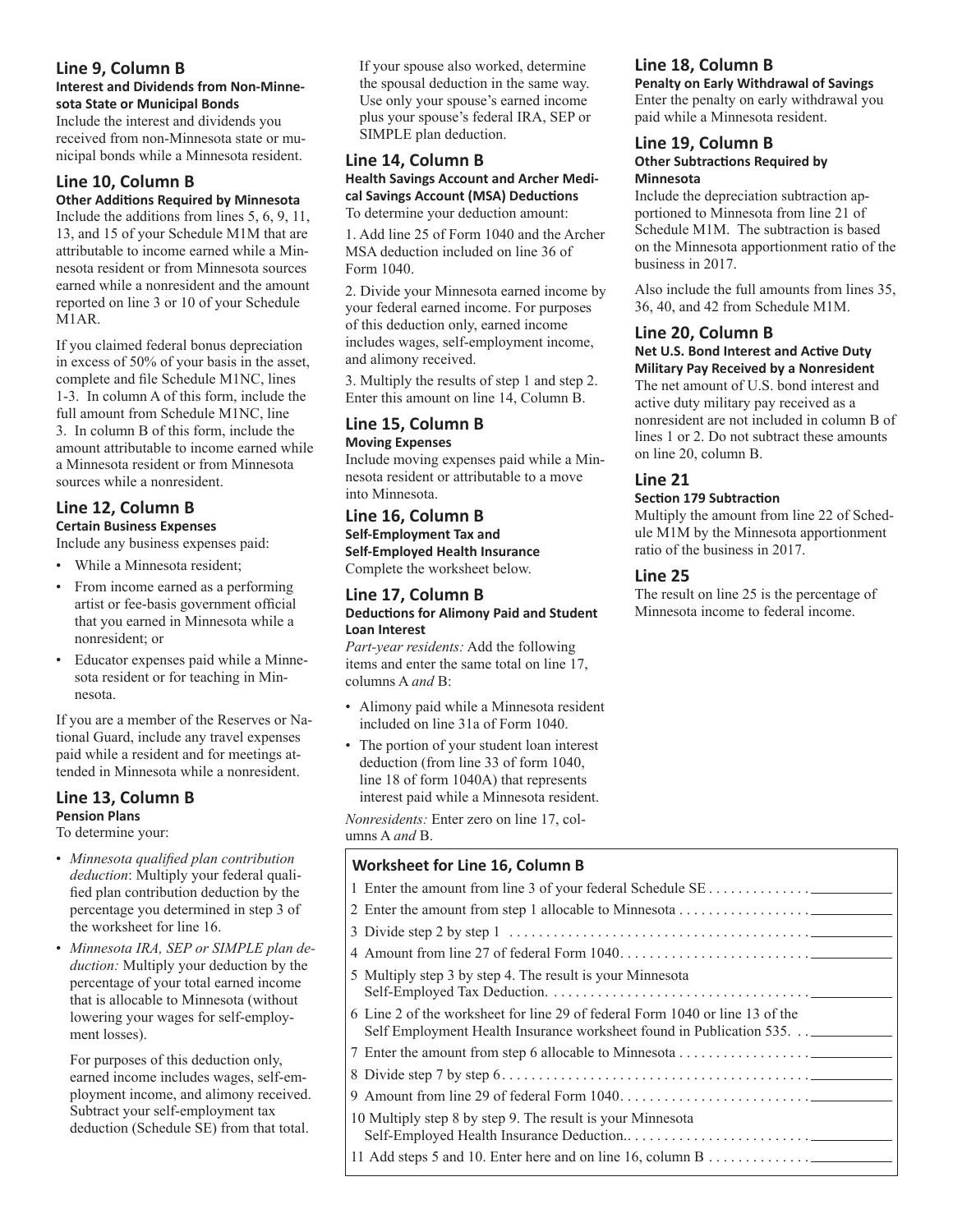### Line 9, Column B

**Interest and Dividends from Non-Minnesota State or Municipal Bonds**

Include the interest and dividends you received from non-Minnesota state or municipal bonds while a Minnesota resident.

### Line 10, Column B

**Other Additions Required by Minnesota**

Include the additions from lines 5, 6, 9, 11, 13, and 15 of your Schedule M1M that are attributable to income earned while a Minnesota resident or from Minnesota sources earned while a nonresident and the amount reported on line 3 or 10 of your Schedule M1AR.

If you claimed federal bonus depreciation in excess of 50% of your basis in the asset, complete and file Schedule M1NC, lines 1-3. In column A of this form, include the full amount from Schedule M1NC, line 3. In column B of this form, include the amount attributable to income earned while a Minnesota resident or from Minnesota sources while a nonresident.

### Line 12, Column B

**Certain Business Expenses**

Include any business expenses paid:

- While a Minnesota resident;
- From income earned as a performing artist or fee-basis government official that you earned in Minnesota while a nonresident; or
- Educator expenses paid while a Minnesota resident or for teaching in Minnesota.

If you are a member of the Reserves or National Guard, include any travel expenses paid while a resident and for meetings attended in Minnesota while a nonresident.

### Line 13, Column B

**Pension Plans**

To determine your:

- *Minnesota qualified plan contribution deduction*: Multiply your federal qualified plan contribution deduction by the percentage you determined in step 3 of the worksheet for line 16.
- *Minnesota IRA, SEP or SIMPLE plan deduction:* Multiply your deduction by the percentage of your total earned income that is allocable to Minnesota (without lowering your wages for self-employment losses).

  For purposes of this deduction only, earned income includes wages, self-employment income, and alimony received. Subtract your self-employment tax deduction (Schedule SE) from that total.

  If your spouse also worked, determine the spousal deduction in the same way. Use only your spouse's earned income plus your spouse's federal IRA, SEP or SIMPLE plan deduction.

### Line 14, Column B

**Health Savings Account and Archer Medical Savings Account (MSA) Deductions**

To determine your deduction amount:

1. Add line 25 of Form 1040 and the Archer MSA deduction included on line 36 of Form 1040.

2. Divide your Minnesota earned income by your federal earned income. For purposes of this deduction only, earned income includes wages, self-employment income, and alimony received.

3. Multiply the results of step 1 and step 2. Enter this amount on line 14, Column B.

### Line 15, Column B

**Moving Expenses**

Include moving expenses paid while a Minnesota resident or attributable to a move into Minnesota.

### Line 16, Column B

**Self-Employment Tax and Self-Employed Health Insurance**

Complete the worksheet below.

### Line 17, Column B

**Deductions for Alimony Paid and Student Loan Interest**

*Part-year residents:* Add the following items and enter the same total on line 17, columns A *and* B:

- Alimony paid while a Minnesota resident included on line 31a of Form 1040.
- The portion of your student loan interest deduction (from line 33 of form 1040, line 18 of form 1040A) that represents interest paid while a Minnesota resident.

*Nonresidents:* Enter zero on line 17, columns A *and* B.

### Line 18, Column B

**Penalty on Early Withdrawal of Savings**

Enter the penalty on early withdrawal you paid while a Minnesota resident.

### Line 19, Column B

**Other Subtractions Required by Minnesota**

Include the depreciation subtraction apportioned to Minnesota from line 21 of Schedule M1M. The subtraction is based on the Minnesota apportionment ratio of the business in 2017.

Also include the full amounts from lines 35, 36, 40, and 42 from Schedule M1M.

### Line 20, Column B

**Net U.S. Bond Interest and Active Duty Military Pay Received by a Nonresident**

The net amount of U.S. bond interest and active duty military pay received as a nonresident are not included in column B of lines 1 or 2. Do not subtract these amounts on line 20, column B.

### Line 21

**Section 179 Subtraction**

Multiply the amount from line 22 of Schedule M1M by the Minnesota apportionment ratio of the business in 2017.

### Line 25

The result on line 25 is the percentage of Minnesota income to federal income.

### Worksheet for Line 16, Column B

1 Enter the amount from line 3 of your federal Schedule SE . . . . . . . . . . . . . . \_\_\_\_\_\_\_\_\_\_

2 Enter the amount from step 1 allocable to Minnesota . . . . . . . . . . . . . . . . . \_\_\_\_\_\_\_\_\_\_

3 Divide step 2 by step 1 . . . . . . . . . . . . . . . . . . . . . . . . . . . . . . . . . . . . \_\_\_\_\_\_\_\_\_\_

4 Amount from line 27 of federal Form 1040. . . . . . . . . . . . . . . . . . . . . . . . . \_\_\_\_\_\_\_\_\_\_

5 Multiply step 3 by step 4. The result is your Minnesota Self-Employed Tax Deduction. . . . . . . . . . . . . . . . . . . . . . . . . . . . . . . . . . \_\_\_\_\_\_\_\_\_\_

6 Line 2 of the worksheet for line 29 of federal Form 1040 or line 13 of the Self Employment Health Insurance worksheet found in Publication 535. . . \_\_\_\_\_\_\_\_\_\_

7 Enter the amount from step 6 allocable to Minnesota . . . . . . . . . . . . . . . . . \_\_\_\_\_\_\_\_\_\_

8 Divide step 7 by step 6 . . . . . . . . . . . . . . . . . . . . . . . . . . . . . . . . . . . . \_\_\_\_\_\_\_\_\_\_

9 Amount from line 29 of federal Form 1040. . . . . . . . . . . . . . . . . . . . . . . . . \_\_\_\_\_\_\_\_\_\_

10 Multiply step 8 by step 9. The result is your Minnesota Self-Employed Health Insurance Deduction.. . . . . . . . . . . . . . . . . . . . . . . . \_\_\_\_\_\_\_\_\_\_

11 Add steps 5 and 10. Enter here and on line 16, column B . . . . . . . . . . . . . \_\_\_\_\_\_\_\_\_\_